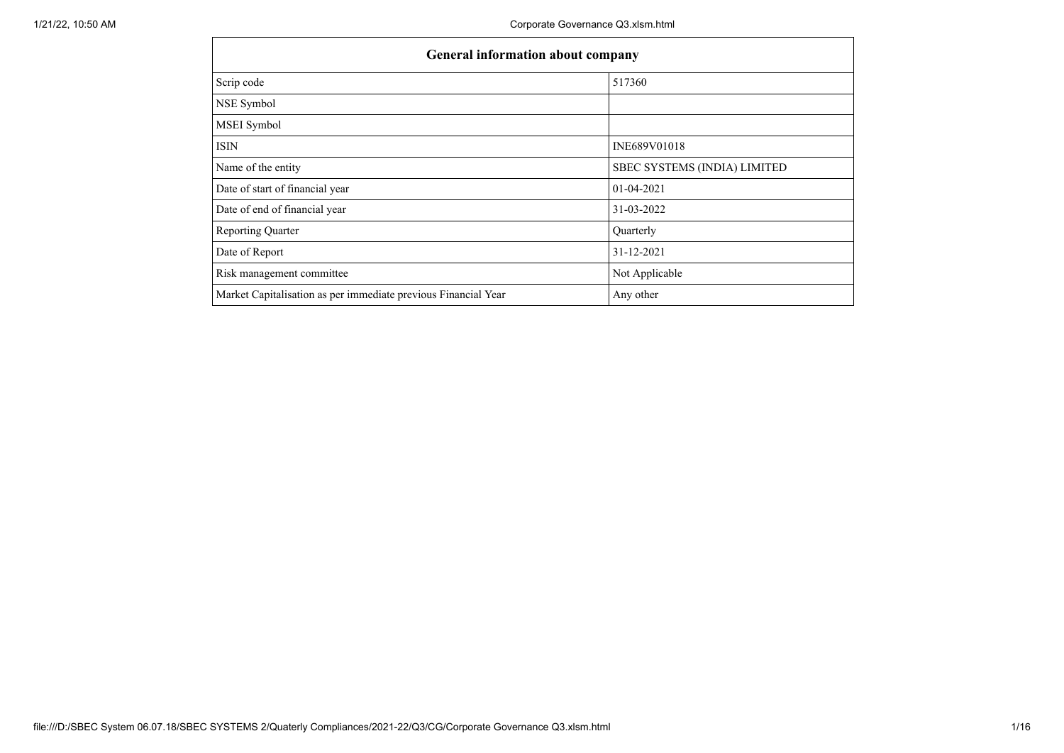| General information about company | |
|---|---|
| Scrip code | 517360 |
| NSE Symbol | |
| MSEI Symbol | |
| ISIN | INE689V01018 |
| Name of the entity | SBEC SYSTEMS (INDIA) LIMITED |
| Date of start of financial year | 01-04-2021 |
| Date of end of financial year | 31-03-2022 |
| Reporting Quarter | Quarterly |
| Date of Report | 31-12-2021 |
| Risk management committee | Not Applicable |
| Market Capitalisation as per immediate previous Financial Year | Any other |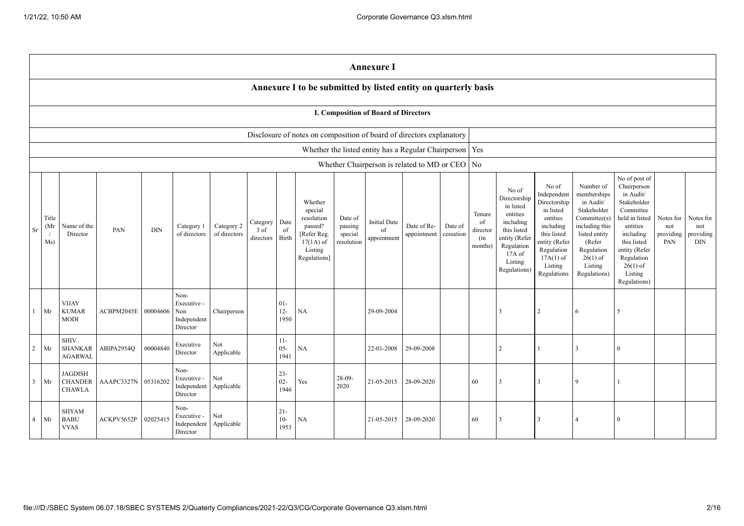# Annexure I

## Annexure I to be submitted by listed entity on quarterly basis

### I. Composition of Board of Directors

| Disclosure of notes on composition of board of directors explanatory | |
|---|---|
| Whether the listed entity has a Regular Chairperson | Yes |
| Whether Chairperson is related to MD or CEO | No |

| Sr | Title (Mr / Ms) | Name of the Director | PAN | DIN | Category 1 of directors | Category 2 of directors | Category 3 of directors | Date of Birth | Whether special resolution passed? [Refer Reg. 17(1A) of Listing Regulations] | Date of passing special resolution | Initial Date of appointment | Date of Re-appointment | Date of cessation | Tenure of director (in months) | No of Directorship in listed entities including this listed entity (Refer Regulation 17A of Listing Regulations) | No of Independent Directorship in listed entities including this listed entity (Refer Regulation 17A(1) of Listing Regulations | Number of memberships in Audit/ Stakeholder Committee(s) including this listed entity (Refer Regulation 26(1) of Listing Regulations) | No of post of Chairperson in Audit/ Stakeholder Committee held in listed entities including this listed entity (Refer Regulation 26(1) of Listing Regulations) | Notes for not providing PAN | Notes for not providing DIN |
|---|---|---|---|---|---|---|---|---|---|---|---|---|---|---|---|---|---|---|---|---|
| 1 | Mr | VIJAY KUMAR MODI | ACBPM2045E | 00004606 | Non-Executive - Non Independent Director | Chairperson | | 01-12-1950 | NA | | 29-09-2004 | | | | 3 | 2 | 6 | 5 | | |
| 2 | Mr | SHIV SHANKAR AGARWAL | ABIPA2954Q | 00004840 | Executive Director | Not Applicable | | 11-05-1941 | NA | | 22-01-2008 | 29-09-2008 | | | 2 | 1 | 3 | 0 | | |
| 3 | Mr | JAGDISH CHANDER CHAWLA | AAAPC3327N | 05316202 | Non-Executive - Independent Director | Not Applicable | | 23-02-1946 | Yes | 28-09-2020 | 21-05-2015 | 28-09-2020 | | 60 | 3 | 3 | 9 | 1 | | |
| 4 | Mr | SHYAM BABU VYAS | ACKPV5652P | 02025415 | Non-Executive - Independent Director | Not Applicable | | 21-10-1953 | NA | | 21-05-2015 | 28-09-2020 | | 60 | 3 | 3 | 4 | 0 | | |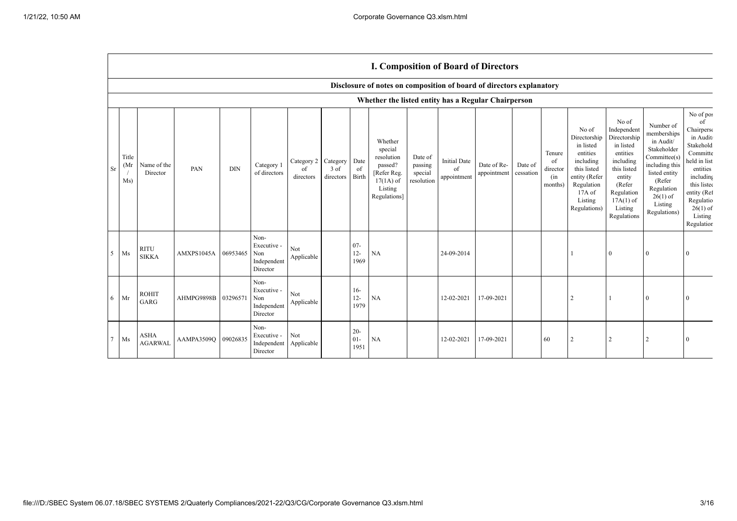## I. Composition of Board of Directors

**Disclosure of notes on composition of board of directors explanatory**

**Whether the listed entity has a Regular Chairperson**

| Sr | Title (Mr / Ms) | Name of the Director | PAN | DIN | Category 1 of directors | Category 2 of directors | Category 3 of directors | Date of Birth | Whether special resolution passed? [Refer Reg. 17(1A) of Listing Regulations] | Date of passing special resolution | Initial Date of appointment | Date of Re-appointment | Date of cessation | Tenure of director (in months) | No of Directorship in listed entities including this listed entity (Refer Regulation 17A of Listing Regulations) | No of Independent Directorship in listed entities including this listed entity (Refer Regulation 17A(1) of Listing Regulations | Number of memberships in Audit/ Stakeholder Committee(s) including this listed entity (Refer Regulation 26(1) of Listing Regulations) | No of post of Chairperson in Audit/ Stakeholder Committee held in listed entities including this listed entity (Refer Regulation 26(1) of Listing Regulations |
|---|---|---|---|---|---|---|---|---|---|---|---|---|---|---|---|---|---|---|
| 5 | Ms | RITU SIKKA | AMXPS1045A | 06953465 | Non-Executive - Non Independent Director | Not Applicable | | 07-12-1969 | NA | | 24-09-2014 | | | | 1 | 0 | 0 | 0 |
| 6 | Mr | ROHIT GARG | AHMPG9898B | 03296571 | Non-Executive - Non Independent Director | Not Applicable | | 16-12-1979 | NA | | 12-02-2021 | 17-09-2021 | | | 2 | 1 | 0 | 0 |
| 7 | Ms | ASHA AGARWAL | AAMPA3509Q | 09026835 | Non-Executive - Independent Director | Not Applicable | | 20-01-1951 | NA | | 12-02-2021 | 17-09-2021 | | 60 | 2 | 2 | 2 | 0 |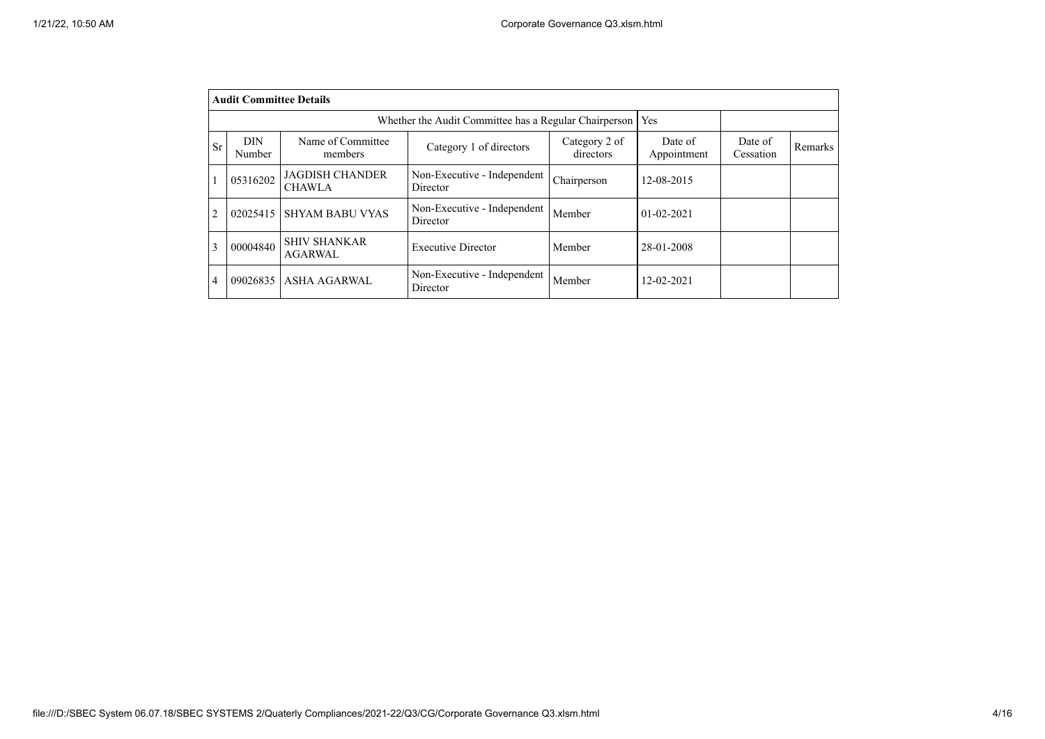**Audit Committee Details**

| | | | Whether the Audit Committee has a Regular Chairperson | | Yes | | |
|---|---|---|---|---|---|---|---|
| Sr | DIN Number | Name of Committee members | Category 1 of directors | Category 2 of directors | Date of Appointment | Date of Cessation | Remarks |
| 1 | 05316202 | JAGDISH CHANDER CHAWLA | Non-Executive - Independent Director | Chairperson | 12-08-2015 | | |
| 2 | 02025415 | SHYAM BABU VYAS | Non-Executive - Independent Director | Member | 01-02-2021 | | |
| 3 | 00004840 | SHIV SHANKAR AGARWAL | Executive Director | Member | 28-01-2008 | | |
| 4 | 09026835 | ASHA AGARWAL | Non-Executive - Independent Director | Member | 12-02-2021 | | |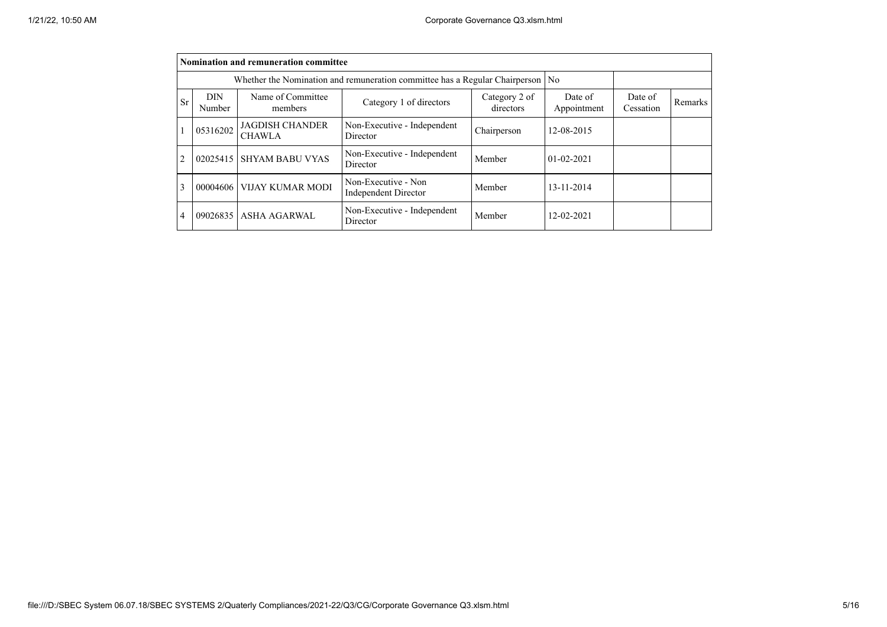| Nomination and remuneration committee | | | | | | | |
|---|---|---|---|---|---|---|---|
| Whether the Nomination and remuneration committee has a Regular Chairperson | | | | | No | | |
| Sr | DIN Number | Name of Committee members | Category 1 of directors | Category 2 of directors | Date of Appointment | Date of Cessation | Remarks |
| 1 | 05316202 | JAGDISH CHANDER CHAWLA | Non-Executive - Independent Director | Chairperson | 12-08-2015 | | |
| 2 | 02025415 | SHYAM BABU VYAS | Non-Executive - Independent Director | Member | 01-02-2021 | | |
| 3 | 00004606 | VIJAY KUMAR MODI | Non-Executive - Non Independent Director | Member | 13-11-2014 | | |
| 4 | 09026835 | ASHA AGARWAL | Non-Executive - Independent Director | Member | 12-02-2021 | | |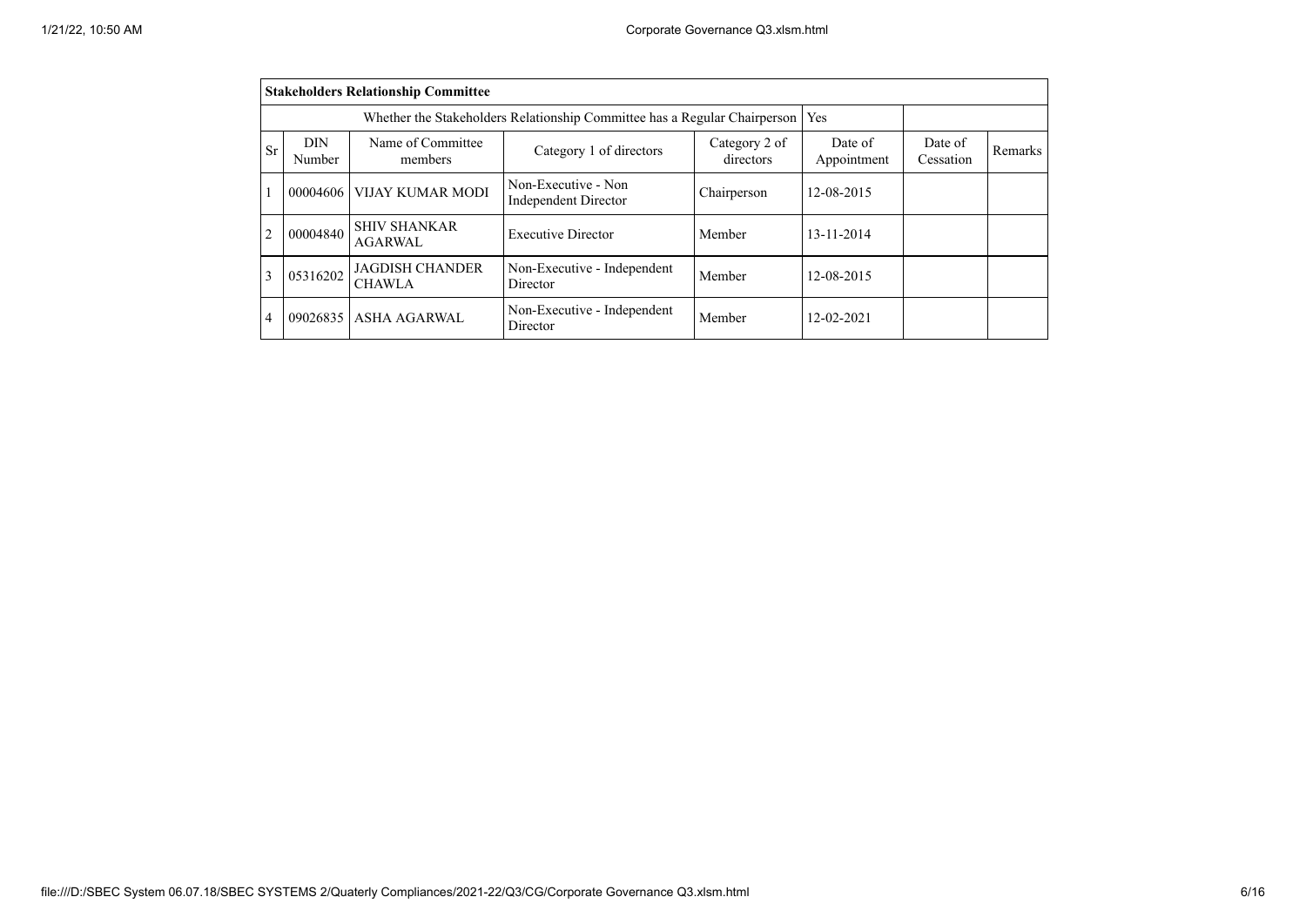| Stakeholders Relationship Committee | | | | | | | |
|---|---|---|---|---|---|---|---|
| Whether the Stakeholders Relationship Committee has a Regular Chairperson | | | | | Yes | | |
| Sr | DIN Number | Name of Committee members | Category 1 of directors | Category 2 of directors | Date of Appointment | Date of Cessation | Remarks |
| 1 | 00004606 | VIJAY KUMAR MODI | Non-Executive - Non Independent Director | Chairperson | 12-08-2015 | | |
| 2 | 00004840 | SHIV SHANKAR AGARWAL | Executive Director | Member | 13-11-2014 | | |
| 3 | 05316202 | JAGDISH CHANDER CHAWLA | Non-Executive - Independent Director | Member | 12-08-2015 | | |
| 4 | 09026835 | ASHA AGARWAL | Non-Executive - Independent Director | Member | 12-02-2021 | | |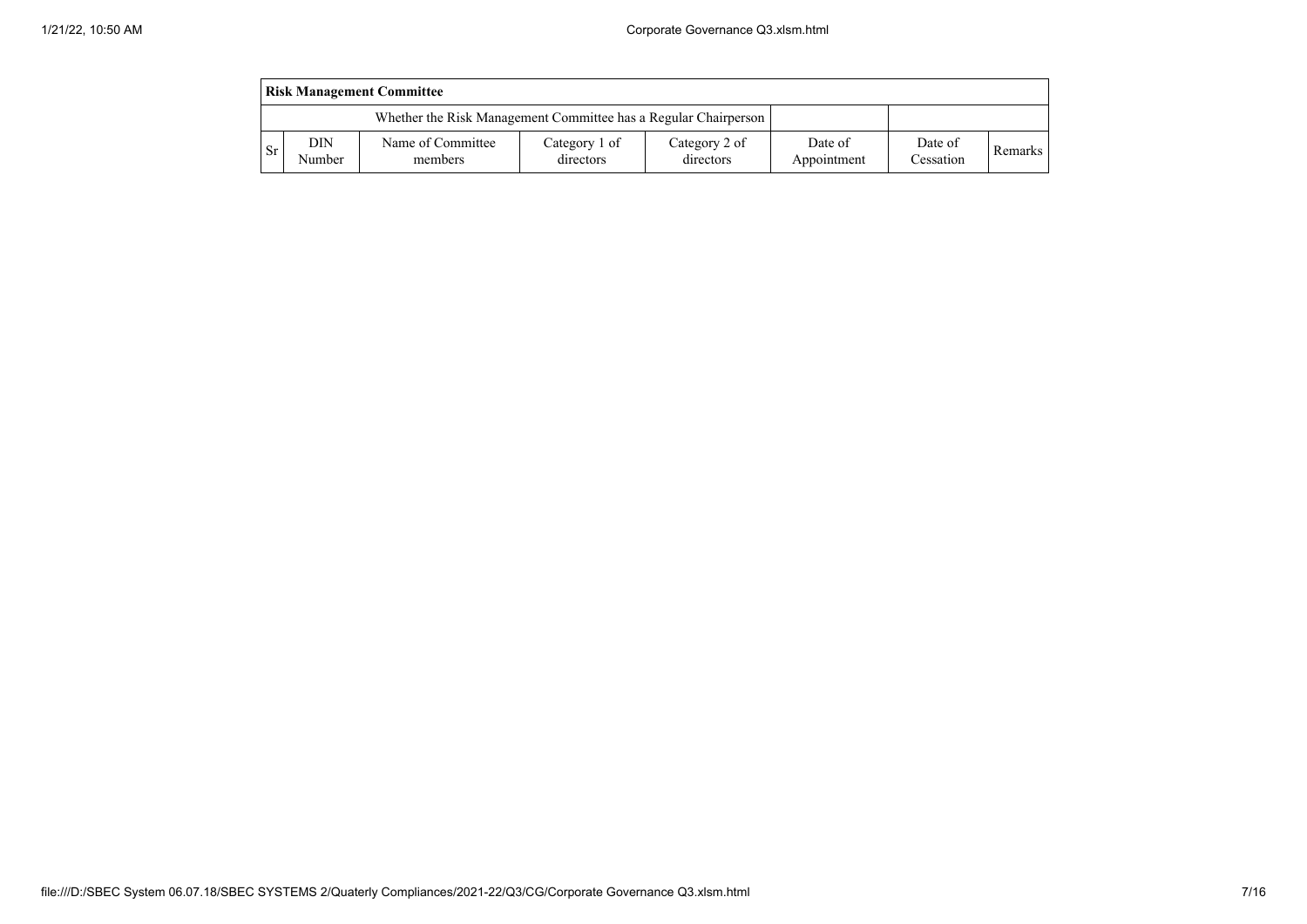| Risk Management Committee | | | | | | | |
|---|---|---|---|---|---|---|---|
| Whether the Risk Management Committee has a Regular Chairperson | | | | | | | |
| Sr | DIN Number | Name of Committee members | Category 1 of directors | Category 2 of directors | Date of Appointment | Date of Cessation | Remarks |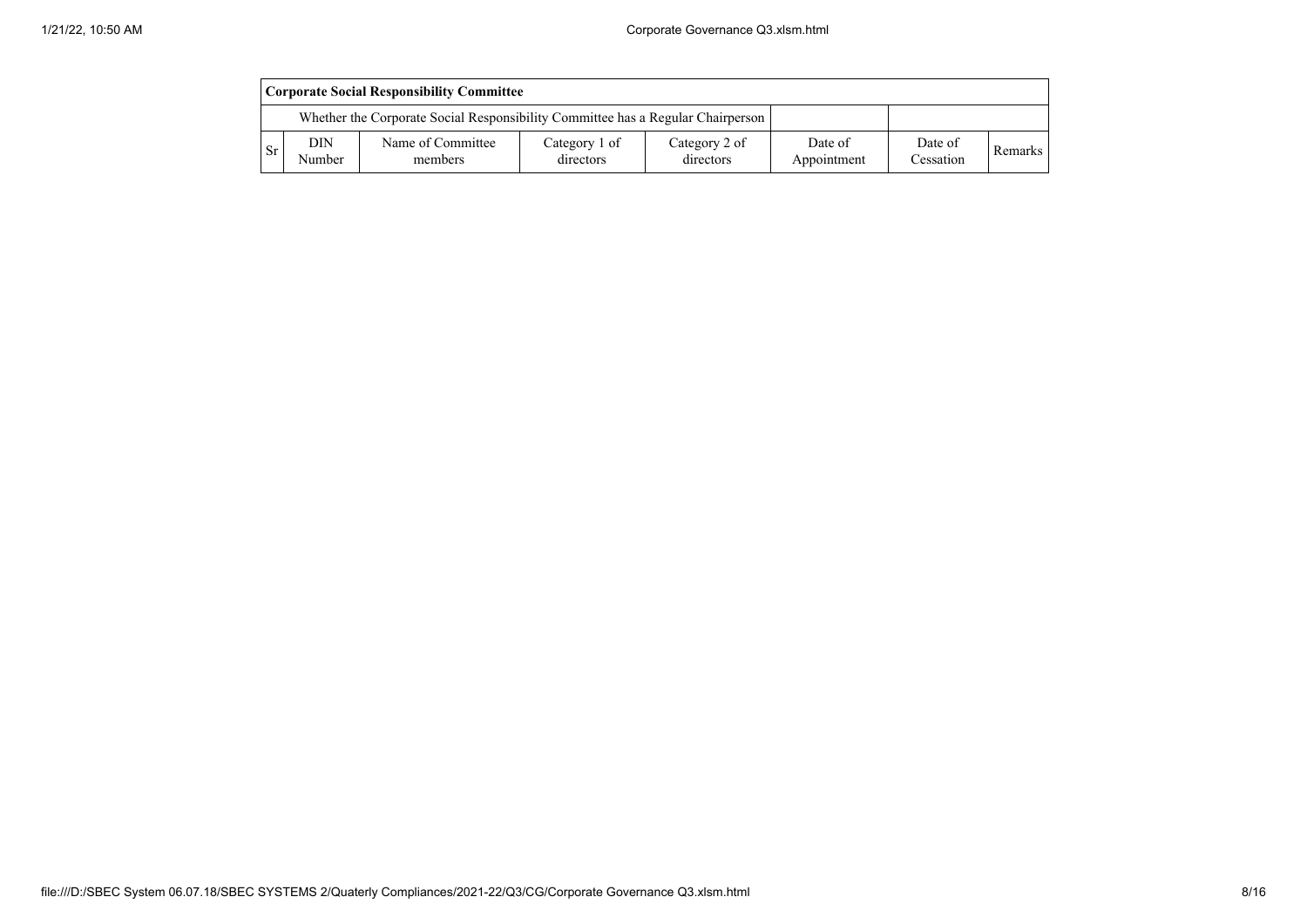| Corporate Social Responsibility Committee | | | | | | | |
|---|---|---|---|---|---|---|---|
| Whether the Corporate Social Responsibility Committee has a Regular Chairperson | | | | | | | |
| Sr | DIN Number | Name of Committee members | Category 1 of directors | Category 2 of directors | Date of Appointment | Date of Cessation | Remarks |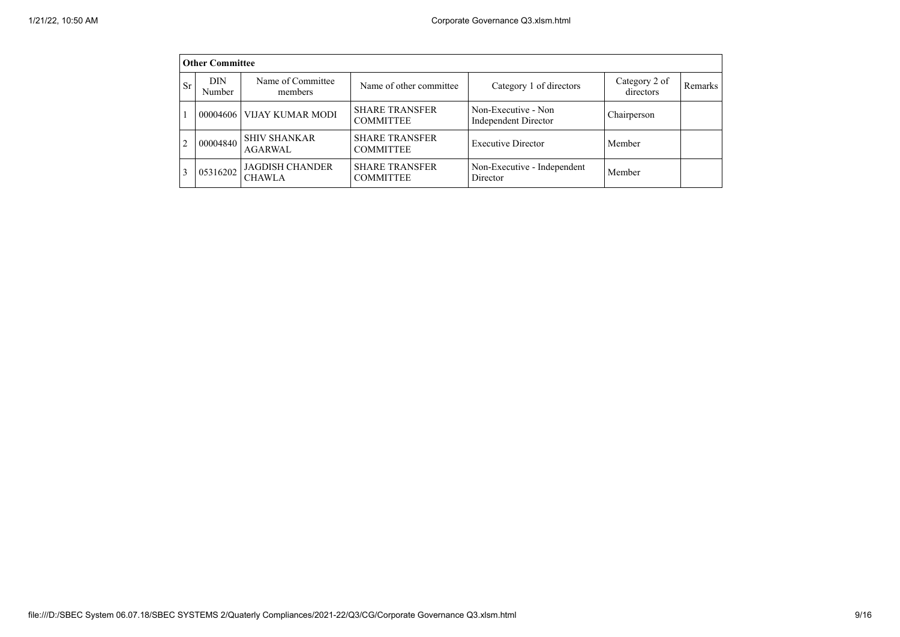| Other Committee | | | | | | |
|---|---|---|---|---|---|---|
| Sr | DIN Number | Name of Committee members | Name of other committee | Category 1 of directors | Category 2 of directors | Remarks |
| 1 | 00004606 | VIJAY KUMAR MODI | SHARE TRANSFER COMMITTEE | Non-Executive - Non Independent Director | Chairperson | |
| 2 | 00004840 | SHIV SHANKAR AGARWAL | SHARE TRANSFER COMMITTEE | Executive Director | Member | |
| 3 | 05316202 | JAGDISH CHANDER CHAWLA | SHARE TRANSFER COMMITTEE | Non-Executive - Independent Director | Member | |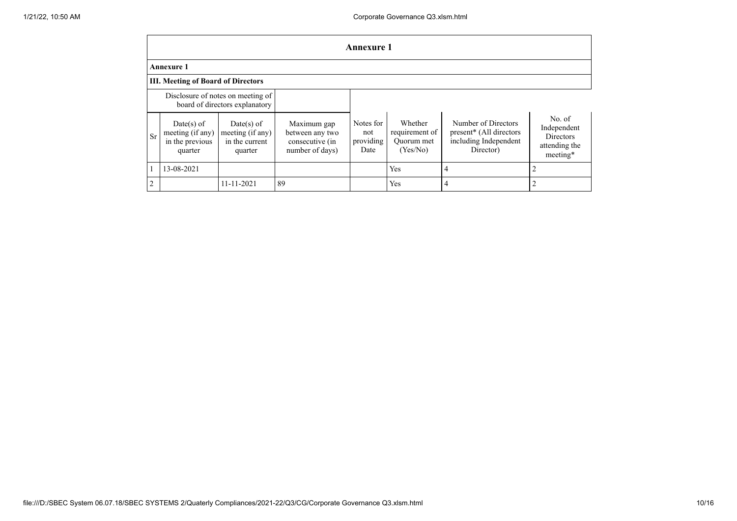## Annexure 1

**Annexure 1**

**III. Meeting of Board of Directors**

| Disclosure of notes on meeting of board of directors explanatory | | | | | | | |
|---|---|---|---|---|---|---|---|
| Sr | Date(s) of meeting (if any) in the previous quarter | Date(s) of meeting (if any) in the current quarter | Maximum gap between any two consecutive (in number of days) | Notes for not providing Date | Whether requirement of Quorum met (Yes/No) | Number of Directors present* (All directors including Independent Director) | No. of Independent Directors attending the meeting* |
| 1 | 13-08-2021 | | | | Yes | 4 | 2 |
| 2 | | 11-11-2021 | 89 | | Yes | 4 | 2 |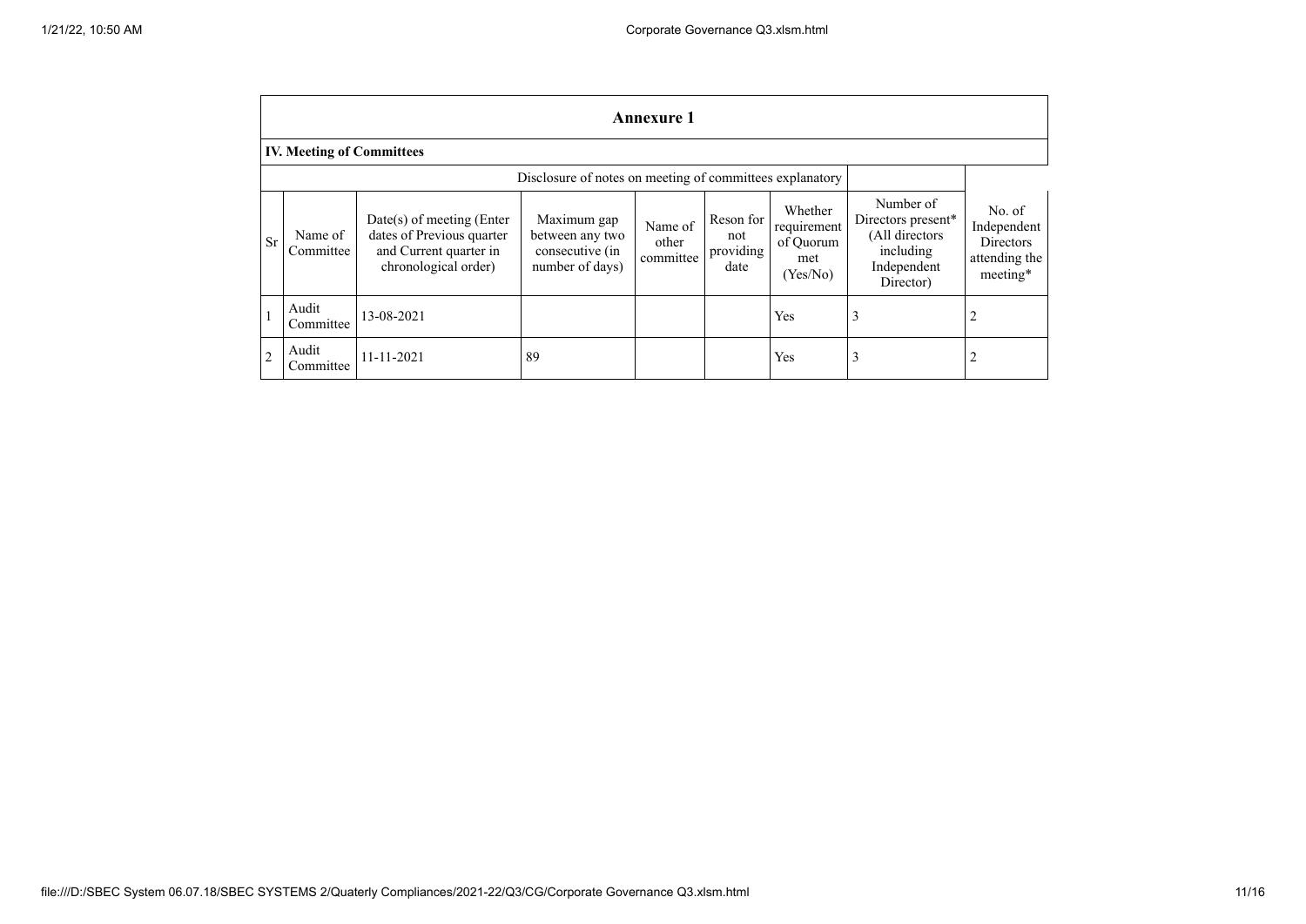## Annexure 1

### IV. Meeting of Committees

| | | | Disclosure of notes on meeting of committees explanatory | | | | | |
|---|---|---|---|---|---|---|---|---|
| Sr | Name of Committee | Date(s) of meeting (Enter dates of Previous quarter and Current quarter in chronological order) | Maximum gap between any two consecutive (in number of days) | Name of other committee | Reson for not providing date | Whether requirement of Quorum met (Yes/No) | Number of Directors present* (All directors including Independent Director) | No. of Independent Directors attending the meeting* |
| 1 | Audit Committee | 13-08-2021 | | | | Yes | 3 | 2 |
| 2 | Audit Committee | 11-11-2021 | 89 | | | Yes | 3 | 2 |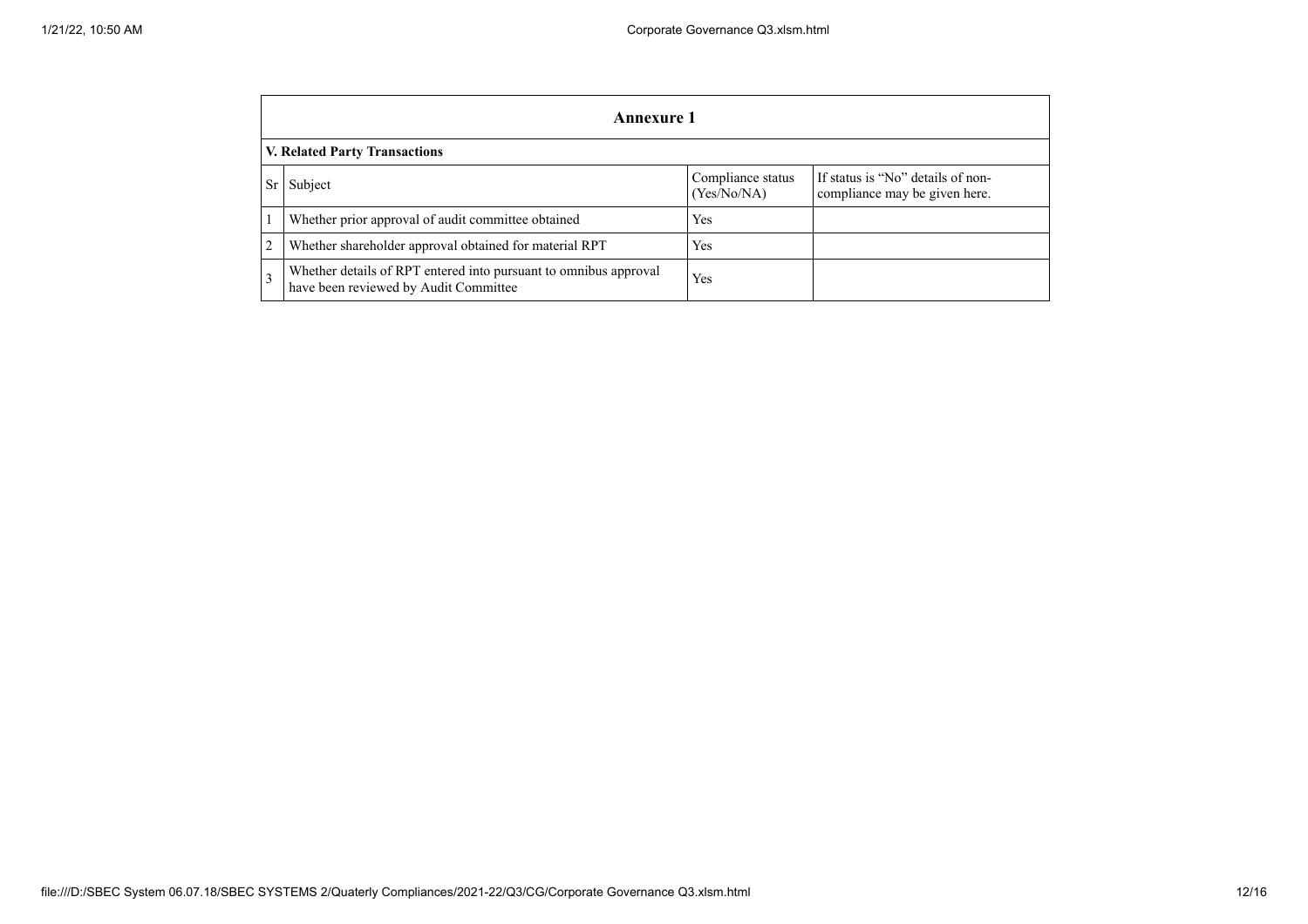## Annexure 1

### V. Related Party Transactions

| Sr | Subject | Compliance status (Yes/No/NA) | If status is "No" details of non-compliance may be given here. |
|---|---|---|---|
| 1 | Whether prior approval of audit committee obtained | Yes | |
| 2 | Whether shareholder approval obtained for material RPT | Yes | |
| 3 | Whether details of RPT entered into pursuant to omnibus approval have been reviewed by Audit Committee | Yes | |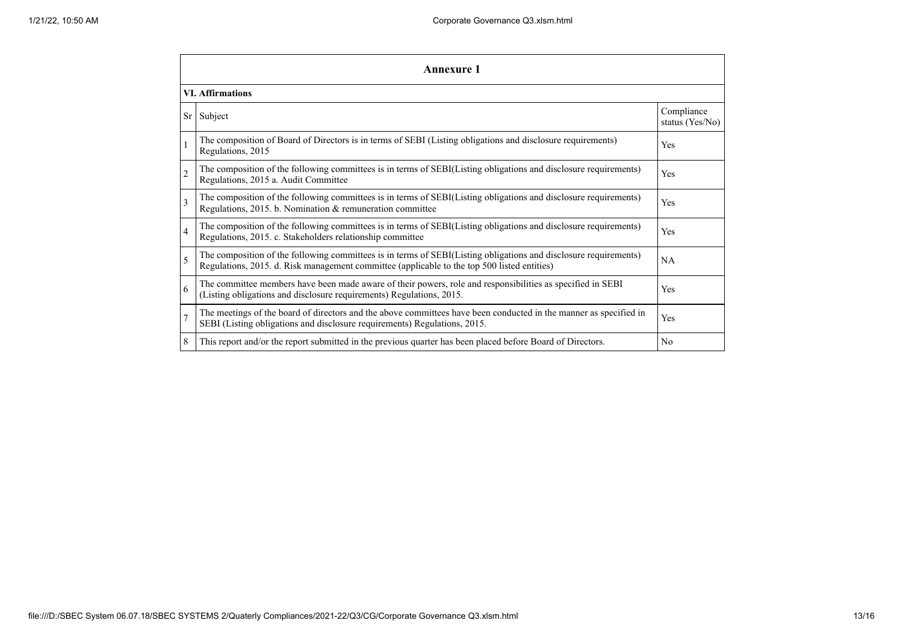## Annexure 1

### VI. Affirmations

| Sr | Subject | Compliance status (Yes/No) |
|---|---|---|
| 1 | The composition of Board of Directors is in terms of SEBI (Listing obligations and disclosure requirements) Regulations, 2015 | Yes |
| 2 | The composition of the following committees is in terms of SEBI(Listing obligations and disclosure requirements) Regulations, 2015 a. Audit Committee | Yes |
| 3 | The composition of the following committees is in terms of SEBI(Listing obligations and disclosure requirements) Regulations, 2015. b. Nomination & remuneration committee | Yes |
| 4 | The composition of the following committees is in terms of SEBI(Listing obligations and disclosure requirements) Regulations, 2015. c. Stakeholders relationship committee | Yes |
| 5 | The composition of the following committees is in terms of SEBI(Listing obligations and disclosure requirements) Regulations, 2015. d. Risk management committee (applicable to the top 500 listed entities) | NA |
| 6 | The committee members have been made aware of their powers, role and responsibilities as specified in SEBI (Listing obligations and disclosure requirements) Regulations, 2015. | Yes |
| 7 | The meetings of the board of directors and the above committees have been conducted in the manner as specified in SEBI (Listing obligations and disclosure requirements) Regulations, 2015. | Yes |
| 8 | This report and/or the report submitted in the previous quarter has been placed before Board of Directors. | No |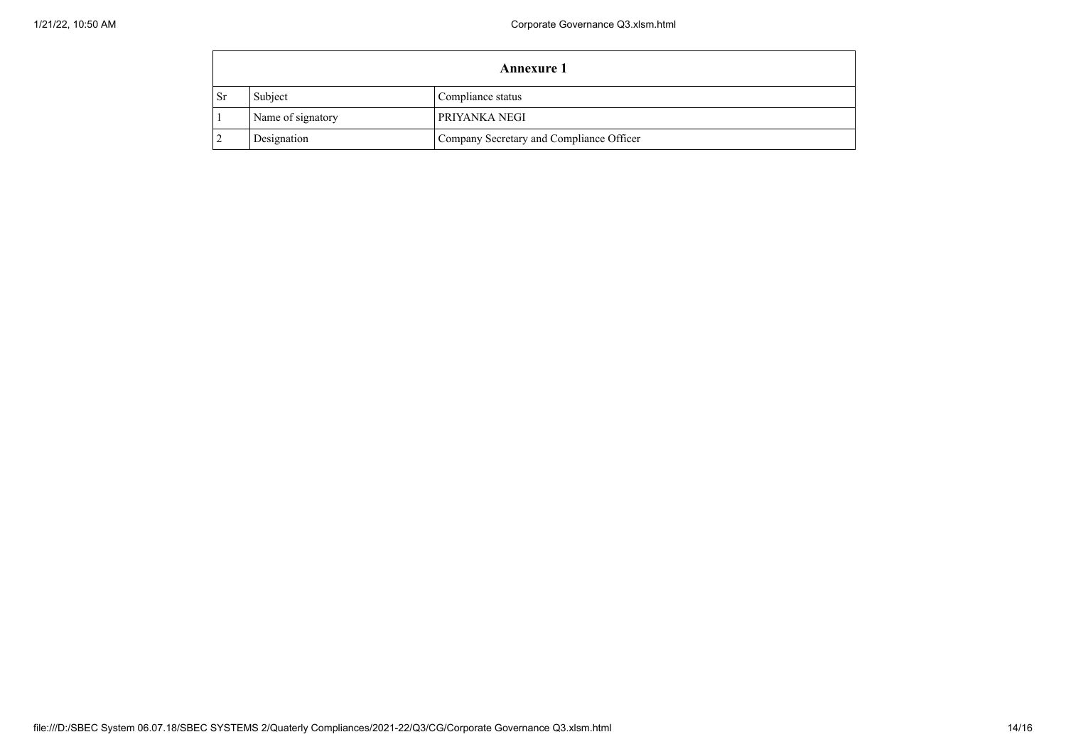| Annexure 1 | | |
|---|---|---|
| Sr | Subject | Compliance status |
| 1 | Name of signatory | PRIYANKA NEGI |
| 2 | Designation | Company Secretary and Compliance Officer |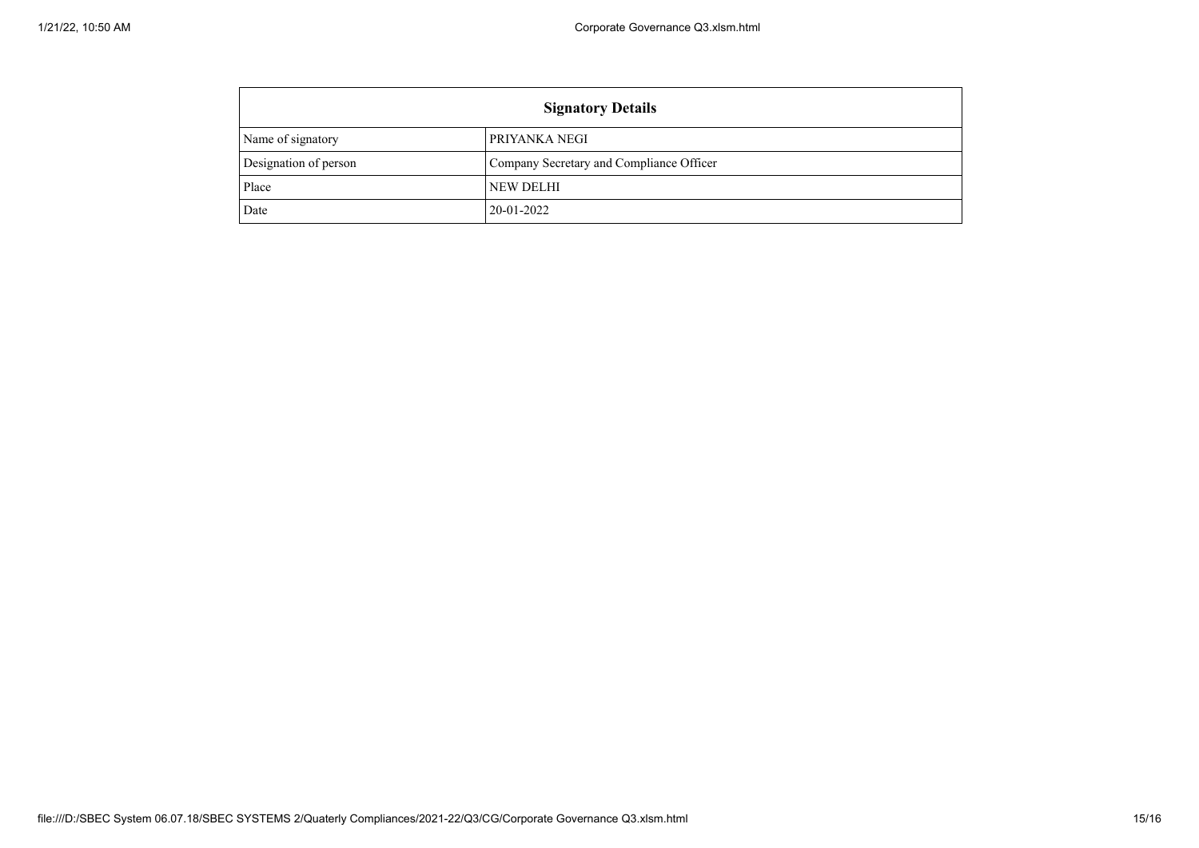| Signatory Details | |
|---|---|
| Name of signatory | PRIYANKA NEGI |
| Designation of person | Company Secretary and Compliance Officer |
| Place | NEW DELHI |
| Date | 20-01-2022 |